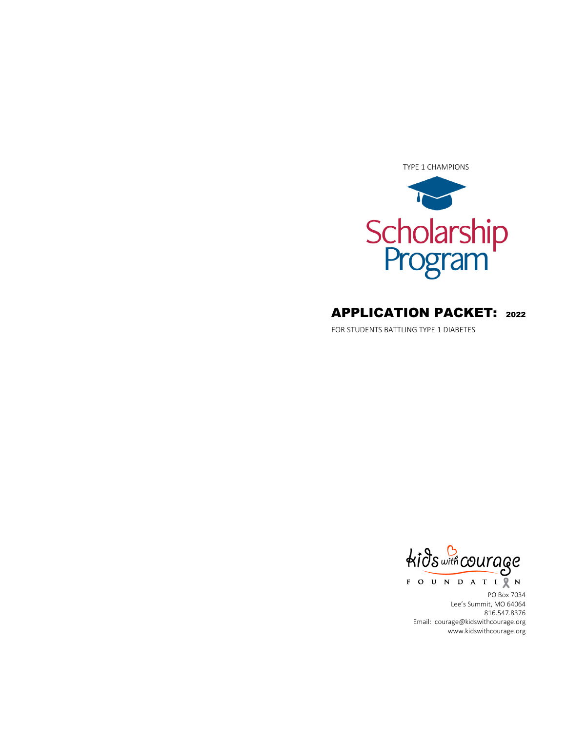TYPE 1 CHAMPIONS

# Scholarship Program

## APPLICATION PACKET: 2022

FOR STUDENTS BATTLING TYPE 1 DIABETES

Kids with Courage Foundation

PO Box 7034
Lee's Summit, MO 64064
816.547.8376
Email: courage@kidswithcourage.org
www.kidswithcourage.org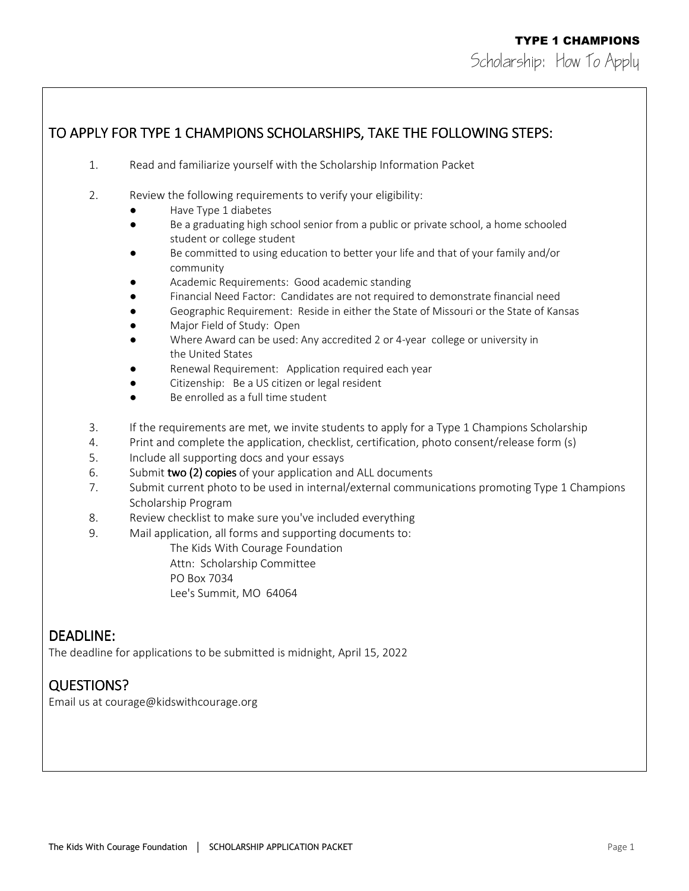TYPE 1 CHAMPIONS

Scholarship: How To Apply

## TO APPLY FOR TYPE 1 CHAMPIONS SCHOLARSHIPS, TAKE THE FOLLOWING STEPS:

1. Read and familiarize yourself with the Scholarship Information Packet
2. Review the following requirements to verify your eligibility:
   - Have Type 1 diabetes
   - Be a graduating high school senior from a public or private school, a home schooled student or college student
   - Be committed to using education to better your life and that of your family and/or community
   - Academic Requirements: Good academic standing
   - Financial Need Factor: Candidates are not required to demonstrate financial need
   - Geographic Requirement: Reside in either the State of Missouri or the State of Kansas
   - Major Field of Study: Open
   - Where Award can be used: Any accredited 2 or 4-year college or university in the United States
   - Renewal Requirement: Application required each year
   - Citizenship: Be a US citizen or legal resident
   - Be enrolled as a full time student
3. If the requirements are met, we invite students to apply for a Type 1 Champions Scholarship
4. Print and complete the application, checklist, certification, photo consent/release form (s)
5. Include all supporting docs and your essays
6. Submit **two (2) copies** of your application and ALL documents
7. Submit current photo to be used in internal/external communications promoting Type 1 Champions Scholarship Program
8. Review checklist to make sure you've included everything
9. Mail application, all forms and supporting documents to:

   The Kids With Courage Foundation
   Attn: Scholarship Committee
   PO Box 7034
   Lee's Summit, MO 64064

## DEADLINE:

The deadline for applications to be submitted is midnight, April 15, 2022

## QUESTIONS?

Email us at courage@kidswithcourage.org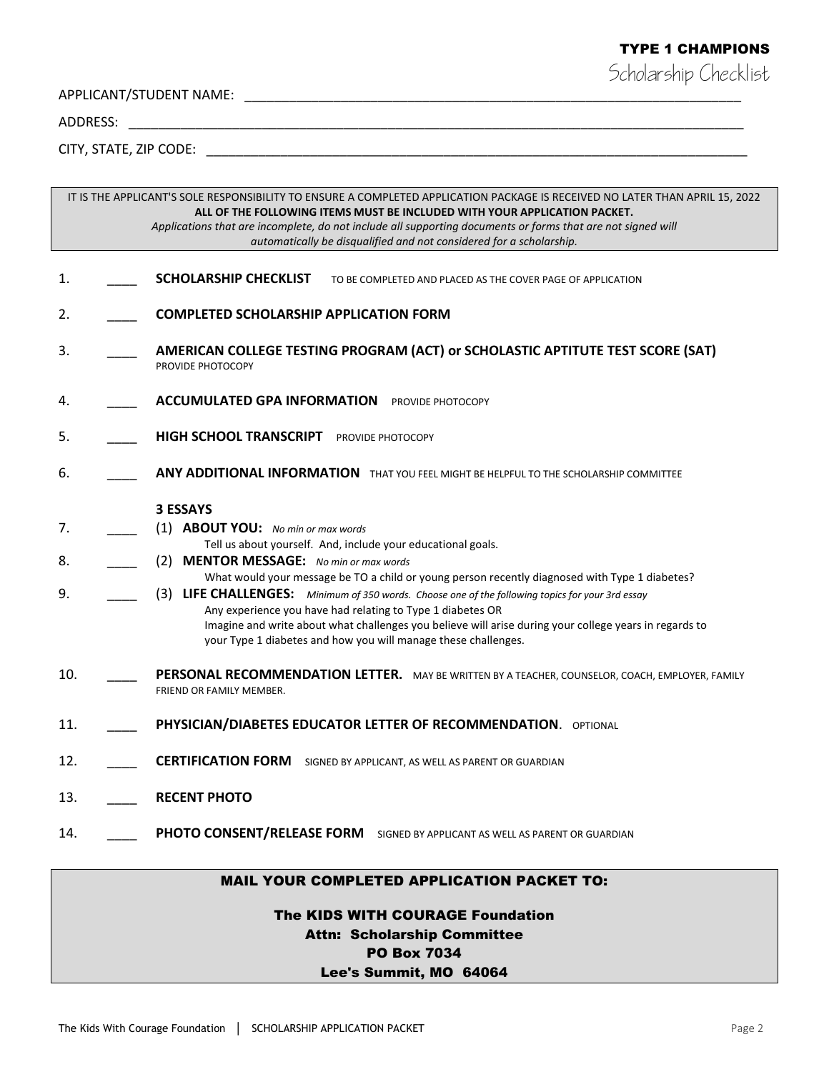# TYPE 1 CHAMPIONS

## Scholarship Checklist

APPLICANT/STUDENT NAME: ______________________________________________________________________

ADDRESS: ______________________________________________________________________

CITY, STATE, ZIP CODE: ______________________________________________________________________

> IT IS THE APPLICANT'S SOLE RESPONSIBILITY TO ENSURE A COMPLETED APPLICATION PACKAGE IS RECEIVED NO LATER THAN APRIL 15, 2022
> **ALL OF THE FOLLOWING ITEMS MUST BE INCLUDED WITH YOUR APPLICATION PACKET.**
> *Applications that are incomplete, do not include all supporting documents or forms that are not signed will automatically be disqualified and not considered for a scholarship.*

1. ____ **SCHOLARSHIP CHECKLIST** TO BE COMPLETED AND PLACED AS THE COVER PAGE OF APPLICATION
2. ____ **COMPLETED SCHOLARSHIP APPLICATION FORM**
3. ____ **AMERICAN COLLEGE TESTING PROGRAM (ACT) or SCHOLASTIC APTITUTE TEST SCORE (SAT)**
   PROVIDE PHOTOCOPY
4. ____ **ACCUMULATED GPA INFORMATION** PROVIDE PHOTOCOPY
5. ____ **HIGH SCHOOL TRANSCRIPT** PROVIDE PHOTOCOPY
6. ____ **ANY ADDITIONAL INFORMATION** THAT YOU FEEL MIGHT BE HELPFUL TO THE SCHOLARSHIP COMMITTEE

   **3 ESSAYS**

7. ____ (1) **ABOUT YOU:** *No min or max words*
   Tell us about yourself. And, include your educational goals.
8. ____ (2) **MENTOR MESSAGE:** *No min or max words*
   What would your message be TO a child or young person recently diagnosed with Type 1 diabetes?
9. ____ (3) **LIFE CHALLENGES:** *Minimum of 350 words. Choose one of the following topics for your 3rd essay*
   Any experience you have had relating to Type 1 diabetes OR
   Imagine and write about what challenges you believe will arise during your college years in regards to your Type 1 diabetes and how you will manage these challenges.
10. ____ **PERSONAL RECOMMENDATION LETTER.** MAY BE WRITTEN BY A TEACHER, COUNSELOR, COACH, EMPLOYER, FAMILY FRIEND OR FAMILY MEMBER.
11. ____ **PHYSICIAN/DIABETES EDUCATOR LETTER OF RECOMMENDATION**. OPTIONAL
12. ____ **CERTIFICATION FORM** SIGNED BY APPLICANT, AS WELL AS PARENT OR GUARDIAN
13. ____ **RECENT PHOTO**
14. ____ **PHOTO CONSENT/RELEASE FORM** SIGNED BY APPLICANT AS WELL AS PARENT OR GUARDIAN

**MAIL YOUR COMPLETED APPLICATION PACKET TO:**

**The KIDS WITH COURAGE Foundation**
**Attn: Scholarship Committee**
**PO Box 7034**
**Lee's Summit, MO 64064**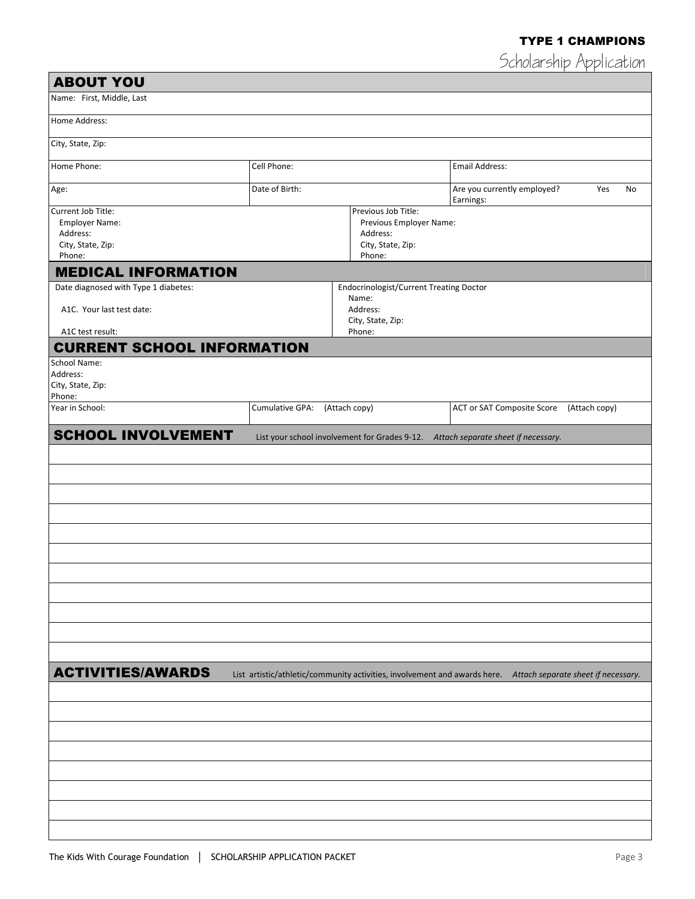**TYPE 1 CHAMPIONS**

Scholarship Application

## ABOUT YOU

| | | |
|---|---|---|
| Name: First, Middle, Last | | |
| Home Address: | | |
| City, State, Zip: | | |
| Home Phone: | Cell Phone: | Email Address: |
| Age: | Date of Birth: | Are you currently employed? Yes No<br>Earnings: |

| | |
|---|---|
| Current Job Title:<br>Employer Name:<br>Address:<br>City, State, Zip:<br>Phone: | Previous Job Title:<br>Previous Employer Name:<br>Address:<br>City, State, Zip:<br>Phone: |

## MEDICAL INFORMATION

| | |
|---|---|
| Date diagnosed with Type 1 diabetes:<br>A1C. Your last test date:<br>A1C test result: | Endocrinologist/Current Treating Doctor<br>Name:<br>Address:<br>City, State, Zip:<br>Phone: |

## CURRENT SCHOOL INFORMATION

| | | |
|---|---|---|
| School Name:<br>Address:<br>City, State, Zip:<br>Phone: | | |
| Year in School: | Cumulative GPA: (Attach copy) | ACT or SAT Composite Score (Attach copy) |

## SCHOOL INVOLVEMENT

List your school involvement for Grades 9-12. *Attach separate sheet if necessary.*

| |
|---|
| |
| |
| |
| |
| |
| |
| |
| |
| |
| |
| |

## ACTIVITIES/AWARDS

List artistic/athletic/community activities, involvement and awards here. *Attach separate sheet if necessary.*

| |
|---|
| |
| |
| |
| |
| |
| |
| |
| |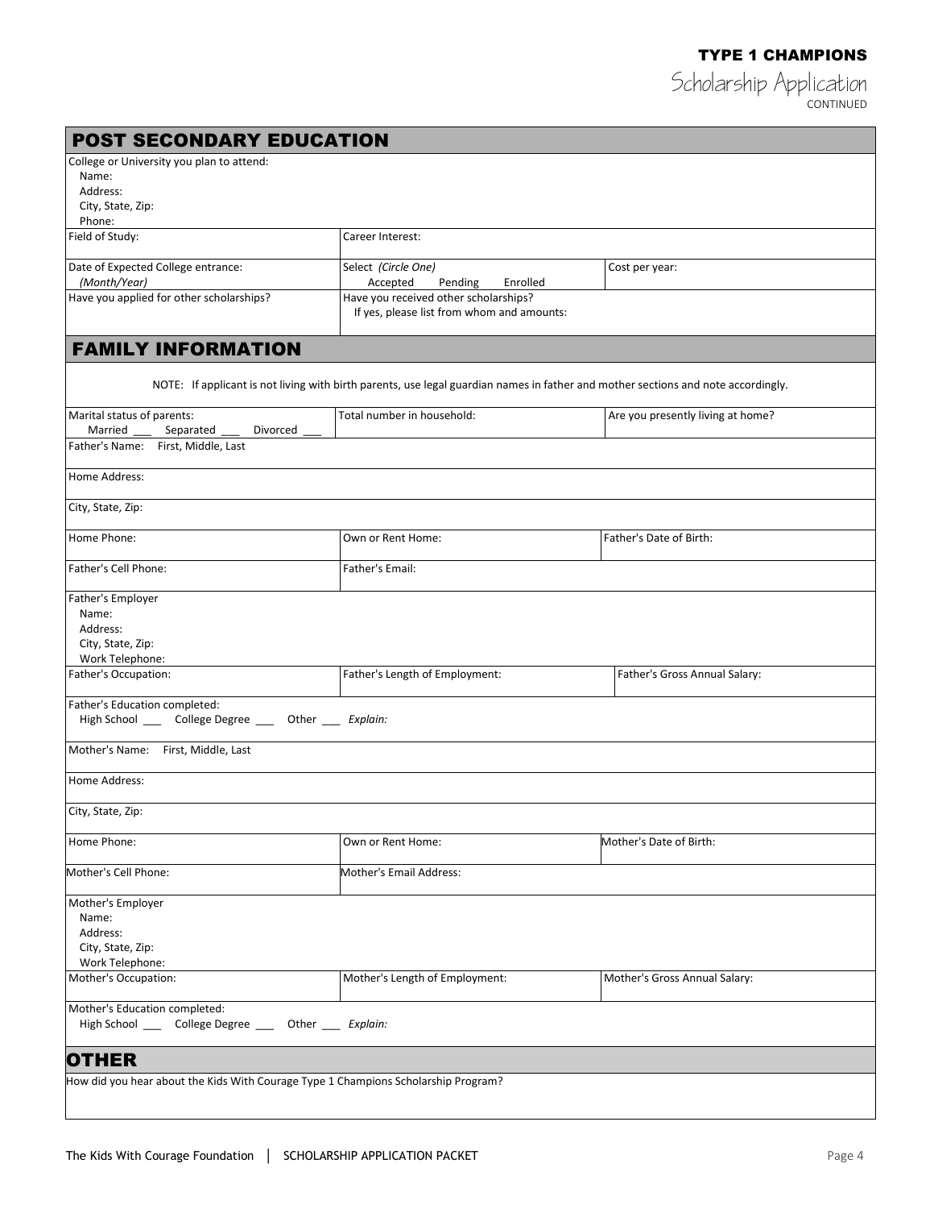**TYPE 1 CHAMPIONS**

Scholarship Application
CONTINUED

## POST SECONDARY EDUCATION

College or University you plan to attend:
Name:
Address:
City, State, Zip:
Phone:

| | | |
|---|---|---|
| Field of Study: | Career Interest: | |
| Date of Expected College entrance: *(Month/Year)* | Select *(Circle One)* Accepted Pending Enrolled | Cost per year: |
| Have you applied for other scholarships? | Have you received other scholarships? If yes, please list from whom and amounts: | |

## FAMILY INFORMATION

NOTE: If applicant is not living with birth parents, use legal guardian names in father and mother sections and note accordingly.

| | | |
|---|---|---|
| Marital status of parents: Married ___ Separated ___ Divorced ___ | Total number in household: | Are you presently living at home? |
| Father's Name: First, Middle, Last | | |
| Home Address: | | |
| City, State, Zip: | | |
| Home Phone: | Own or Rent Home: | Father's Date of Birth: |
| Father's Cell Phone: | Father's Email: | |

Father's Employer
Name:
Address:
City, State, Zip:
Work Telephone:

| | | |
|---|---|---|
| Father's Occupation: | Father's Length of Employment: | Father's Gross Annual Salary: |

Father's Education completed:
High School ___ College Degree ___ Other ___ *Explain:*

| | | |
|---|---|---|
| Mother's Name: First, Middle, Last | | |
| Home Address: | | |
| City, State, Zip: | | |
| Home Phone: | Own or Rent Home: | Mother's Date of Birth: |
| Mother's Cell Phone: | Mother's Email Address: | |

Mother's Employer
Name:
Address:
City, State, Zip:
Work Telephone:

| | | |
|---|---|---|
| Mother's Occupation: | Mother's Length of Employment: | Mother's Gross Annual Salary: |

Mother's Education completed:
High School ___ College Degree ___ Other ___ *Explain:*

## OTHER

How did you hear about the Kids With Courage Type 1 Champions Scholarship Program?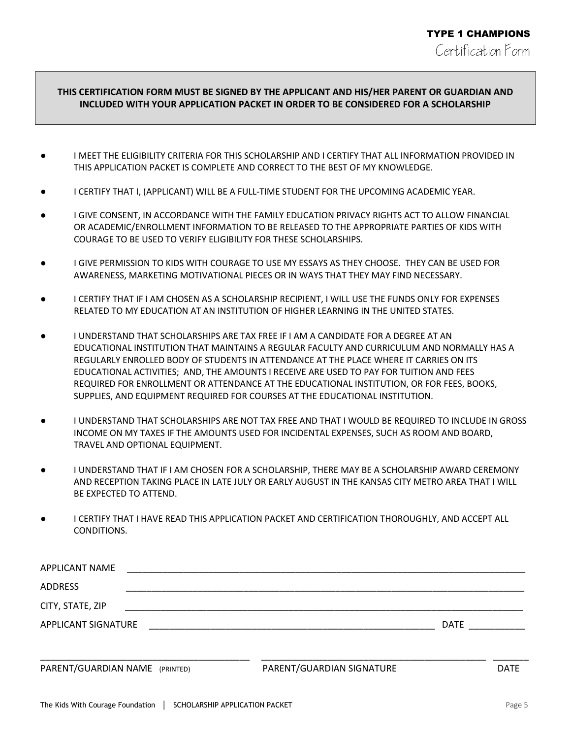**TYPE 1 CHAMPIONS**

Certification Form

**THIS CERTIFICATION FORM MUST BE SIGNED BY THE APPLICANT AND HIS/HER PARENT OR GUARDIAN AND INCLUDED WITH YOUR APPLICATION PACKET IN ORDER TO BE CONSIDERED FOR A SCHOLARSHIP**

- I MEET THE ELIGIBILITY CRITERIA FOR THIS SCHOLARSHIP AND I CERTIFY THAT ALL INFORMATION PROVIDED IN THIS APPLICATION PACKET IS COMPLETE AND CORRECT TO THE BEST OF MY KNOWLEDGE.
- I CERTIFY THAT I, (APPLICANT) WILL BE A FULL-TIME STUDENT FOR THE UPCOMING ACADEMIC YEAR.
- I GIVE CONSENT, IN ACCORDANCE WITH THE FAMILY EDUCATION PRIVACY RIGHTS ACT TO ALLOW FINANCIAL OR ACADEMIC/ENROLLMENT INFORMATION TO BE RELEASED TO THE APPROPRIATE PARTIES OF KIDS WITH COURAGE TO BE USED TO VERIFY ELIGIBILITY FOR THESE SCHOLARSHIPS.
- I GIVE PERMISSION TO KIDS WITH COURAGE TO USE MY ESSAYS AS THEY CHOOSE. THEY CAN BE USED FOR AWARENESS, MARKETING MOTIVATIONAL PIECES OR IN WAYS THAT THEY MAY FIND NECESSARY.
- I CERTIFY THAT IF I AM CHOSEN AS A SCHOLARSHIP RECIPIENT, I WILL USE THE FUNDS ONLY FOR EXPENSES RELATED TO MY EDUCATION AT AN INSTITUTION OF HIGHER LEARNING IN THE UNITED STATES.
- I UNDERSTAND THAT SCHOLARSHIPS ARE TAX FREE IF I AM A CANDIDATE FOR A DEGREE AT AN EDUCATIONAL INSTITUTION THAT MAINTAINS A REGULAR FACULTY AND CURRICULUM AND NORMALLY HAS A REGULARLY ENROLLED BODY OF STUDENTS IN ATTENDANCE AT THE PLACE WHERE IT CARRIES ON ITS EDUCATIONAL ACTIVITIES; AND, THE AMOUNTS I RECEIVE ARE USED TO PAY FOR TUITION AND FEES REQUIRED FOR ENROLLMENT OR ATTENDANCE AT THE EDUCATIONAL INSTITUTION, OR FOR FEES, BOOKS, SUPPLIES, AND EQUIPMENT REQUIRED FOR COURSES AT THE EDUCATIONAL INSTITUTION.
- I UNDERSTAND THAT SCHOLARSHIPS ARE NOT TAX FREE AND THAT I WOULD BE REQUIRED TO INCLUDE IN GROSS INCOME ON MY TAXES IF THE AMOUNTS USED FOR INCIDENTAL EXPENSES, SUCH AS ROOM AND BOARD, TRAVEL AND OPTIONAL EQUIPMENT.
- I UNDERSTAND THAT IF I AM CHOSEN FOR A SCHOLARSHIP, THERE MAY BE A SCHOLARSHIP AWARD CEREMONY AND RECEPTION TAKING PLACE IN LATE JULY OR EARLY AUGUST IN THE KANSAS CITY METRO AREA THAT I WILL BE EXPECTED TO ATTEND.
- I CERTIFY THAT I HAVE READ THIS APPLICATION PACKET AND CERTIFICATION THOROUGHLY, AND ACCEPT ALL CONDITIONS.

APPLICANT NAME ________________________________________________

ADDRESS ________________________________________________

CITY, STATE, ZIP ________________________________________________

APPLICANT SIGNATURE ________________________________________ DATE ___________

______________________________ ______________________________ _______

PARENT/GUARDIAN NAME (PRINTED) PARENT/GUARDIAN SIGNATURE DATE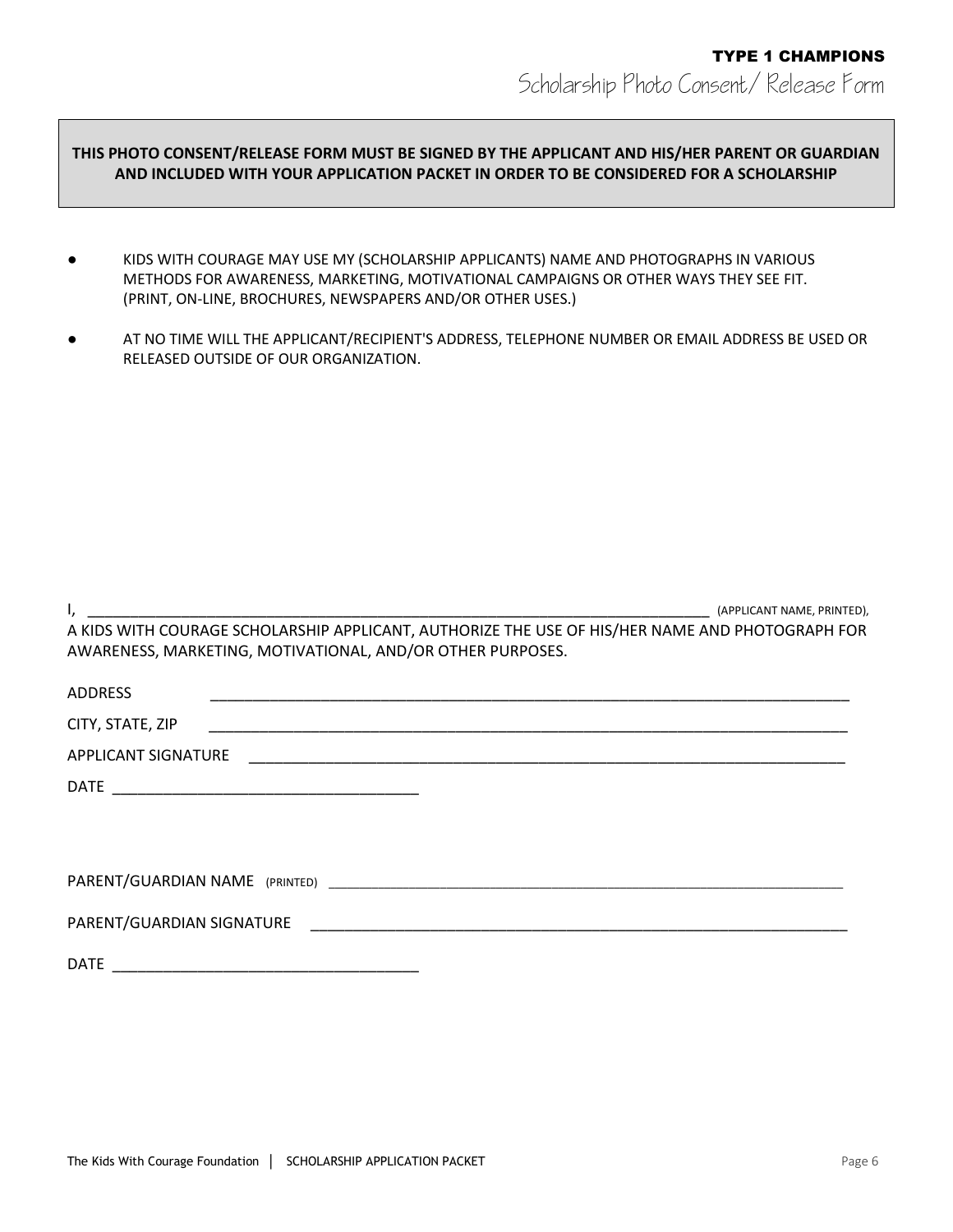**TYPE 1 CHAMPIONS**

# Scholarship Photo Consent/ Release Form

**THIS PHOTO CONSENT/RELEASE FORM MUST BE SIGNED BY THE APPLICANT AND HIS/HER PARENT OR GUARDIAN AND INCLUDED WITH YOUR APPLICATION PACKET IN ORDER TO BE CONSIDERED FOR A SCHOLARSHIP**

- KIDS WITH COURAGE MAY USE MY (SCHOLARSHIP APPLICANTS) NAME AND PHOTOGRAPHS IN VARIOUS METHODS FOR AWARENESS, MARKETING, MOTIVATIONAL CAMPAIGNS OR OTHER WAYS THEY SEE FIT. (PRINT, ON-LINE, BROCHURES, NEWSPAPERS AND/OR OTHER USES.)
- AT NO TIME WILL THE APPLICANT/RECIPIENT'S ADDRESS, TELEPHONE NUMBER OR EMAIL ADDRESS BE USED OR RELEASED OUTSIDE OF OUR ORGANIZATION.

I, ______________________________________________________________________________ (APPLICANT NAME, PRINTED), A KIDS WITH COURAGE SCHOLARSHIP APPLICANT, AUTHORIZE THE USE OF HIS/HER NAME AND PHOTOGRAPH FOR AWARENESS, MARKETING, MOTIVATIONAL, AND/OR OTHER PURPOSES.

ADDRESS ______________________________________________________________________________

CITY, STATE, ZIP ______________________________________________________________________________

APPLICANT SIGNATURE ____________________________________________________________________________

DATE ______________________________________

PARENT/GUARDIAN NAME (PRINTED) ____________________________________________________________________

PARENT/GUARDIAN SIGNATURE ____________________________________________________________________

DATE ______________________________________